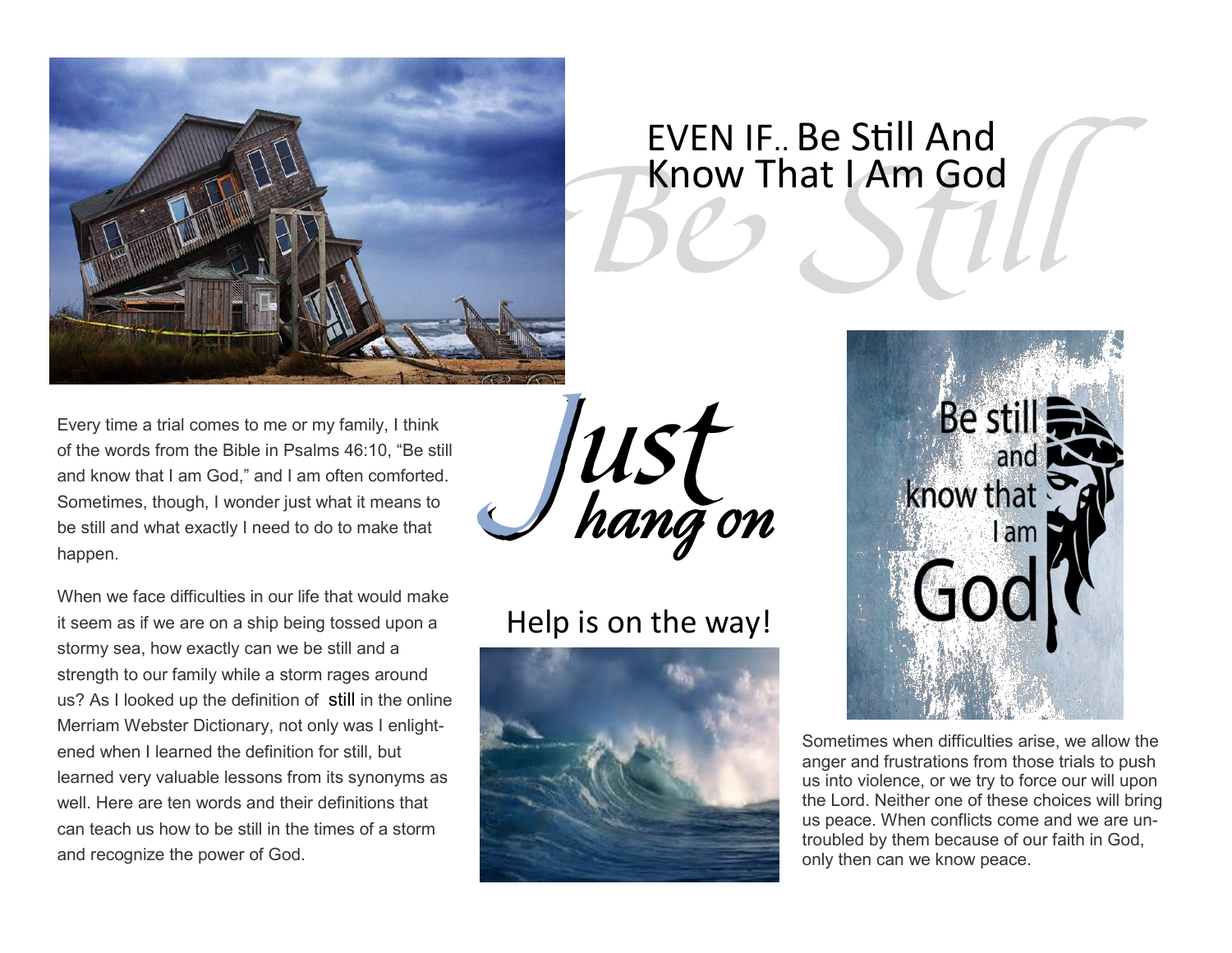# EVEN IF.. Be Still And Know That I Am God

Every time a trial comes to me or my family, I think of the words from the Bible in Psalms 46:10, "Be still and know that I am God," and I am often comforted. Sometimes, though, I wonder just what it means to be still and what exactly I need to do to make that happen.

When we face difficulties in our life that would make it seem as if we are on a ship being tossed upon a stormy sea, how exactly can we be still and a strength to our family while a storm rages around us? As I looked up the definition of still in the online Merriam Webster Dictionary, not only was I enlightened when I learned the definition for still, but learned very valuable lessons from its synonyms as well. Here are ten words and their definitions that can teach us how to be still in the times of a storm and recognize the power of God.

*Just hang on*

## Help is on the way!

Sometimes when difficulties arise, we allow the anger and frustrations from those trials to push us into violence, or we try to force our will upon the Lord. Neither one of these choices will bring us peace. When conflicts come and we are untroubled by them because of our faith in God, only then can we know peace.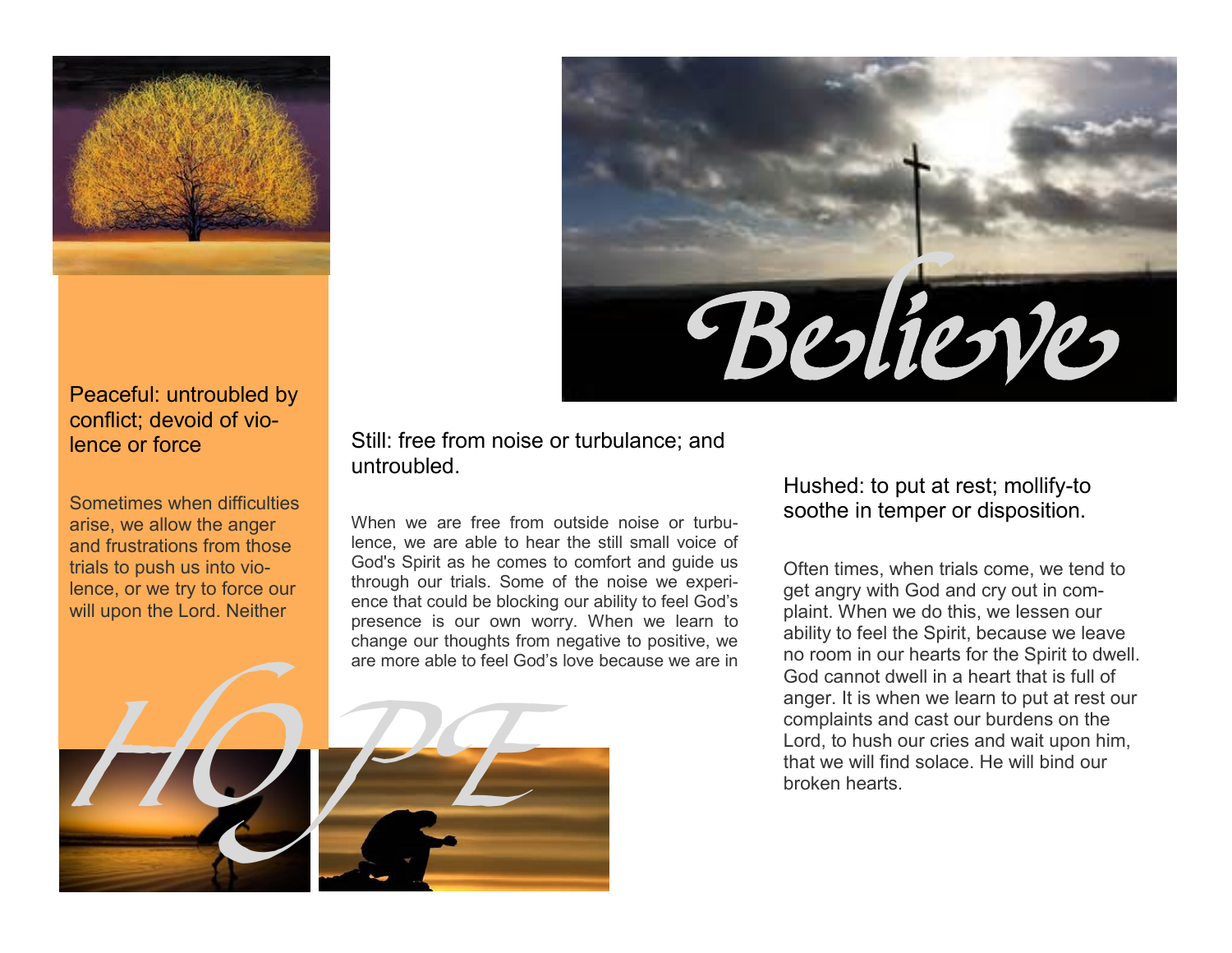Believe

Peaceful: untroubled by conflict; devoid of violence or force

Sometimes when difficulties arise, we allow the anger and frustrations from those trials to push us into violence, or we try to force our will upon the Lord. Neither

Still: free from noise or turbulance; and untroubled.

When we are free from outside noise or turbulence, we are able to hear the still small voice of God's Spirit as he comes to comfort and guide us through our trials. Some of the noise we experience that could be blocking our ability to feel God's presence is our own worry. When we learn to change our thoughts from negative to positive, we are more able to feel God's love because we are in

HOPE

Hushed: to put at rest; mollify-to soothe in temper or disposition.

Often times, when trials come, we tend to get angry with God and cry out in complaint. When we do this, we lessen our ability to feel the Spirit, because we leave no room in our hearts for the Spirit to dwell. God cannot dwell in a heart that is full of anger. It is when we learn to put at rest our complaints and cast our burdens on the Lord, to hush our cries and wait upon him, that we will find solace. He will bind our broken hearts.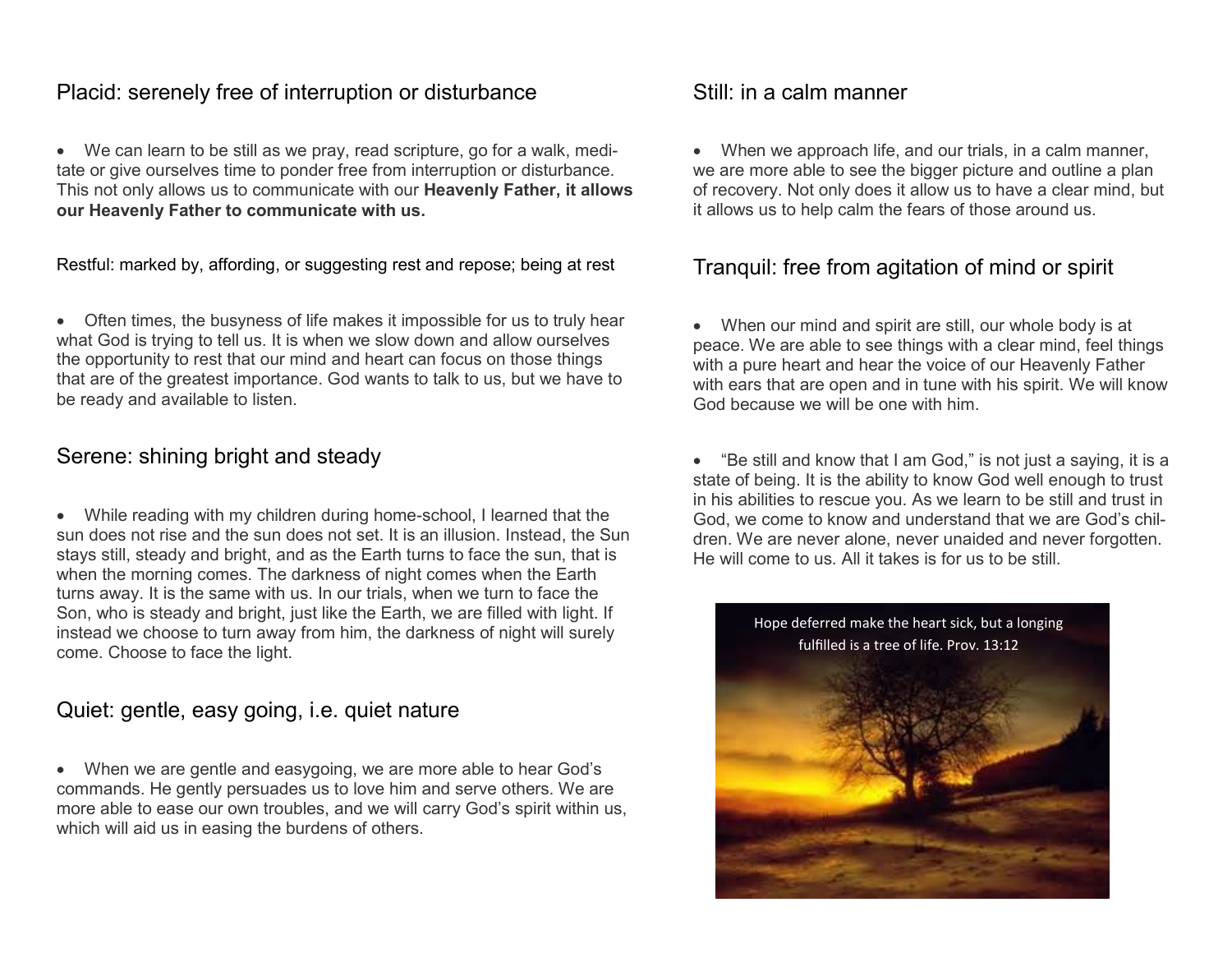## Placid: serenely free of interruption or disturbance

- We can learn to be still as we pray, read scripture, go for a walk, meditate or give ourselves time to ponder free from interruption or disturbance. This not only allows us to communicate with our **Heavenly Father, it allows our Heavenly Father to communicate with us.**

Restful: marked by, affording, or suggesting rest and repose; being at rest

- Often times, the busyness of life makes it impossible for us to truly hear what God is trying to tell us. It is when we slow down and allow ourselves the opportunity to rest that our mind and heart can focus on those things that are of the greatest importance. God wants to talk to us, but we have to be ready and available to listen.

## Serene: shining bright and steady

- While reading with my children during home-school, I learned that the sun does not rise and the sun does not set. It is an illusion. Instead, the Sun stays still, steady and bright, and as the Earth turns to face the sun, that is when the morning comes. The darkness of night comes when the Earth turns away. It is the same with us. In our trials, when we turn to face the Son, who is steady and bright, just like the Earth, we are filled with light. If instead we choose to turn away from him, the darkness of night will surely come. Choose to face the light.

## Quiet: gentle, easy going, i.e. quiet nature

- When we are gentle and easygoing, we are more able to hear God's commands. He gently persuades us to love him and serve others. We are more able to ease our own troubles, and we will carry God's spirit within us, which will aid us in easing the burdens of others.

## Still: in a calm manner

- When we approach life, and our trials, in a calm manner, we are more able to see the bigger picture and outline a plan of recovery. Not only does it allow us to have a clear mind, but it allows us to help calm the fears of those around us.

## Tranquil: free from agitation of mind or spirit

- When our mind and spirit are still, our whole body is at peace. We are able to see things with a clear mind, feel things with a pure heart and hear the voice of our Heavenly Father with ears that are open and in tune with his spirit. We will know God because we will be one with him.

- "Be still and know that I am God," is not just a saying, it is a state of being. It is the ability to know God well enough to trust in his abilities to rescue you. As we learn to be still and trust in God, we come to know and understand that we are God's children. We are never alone, never unaided and never forgotten. He will come to us. All it takes is for us to be still.

Hope deferred make the heart sick, but a longing fulfilled is a tree of life. Prov. 13:12